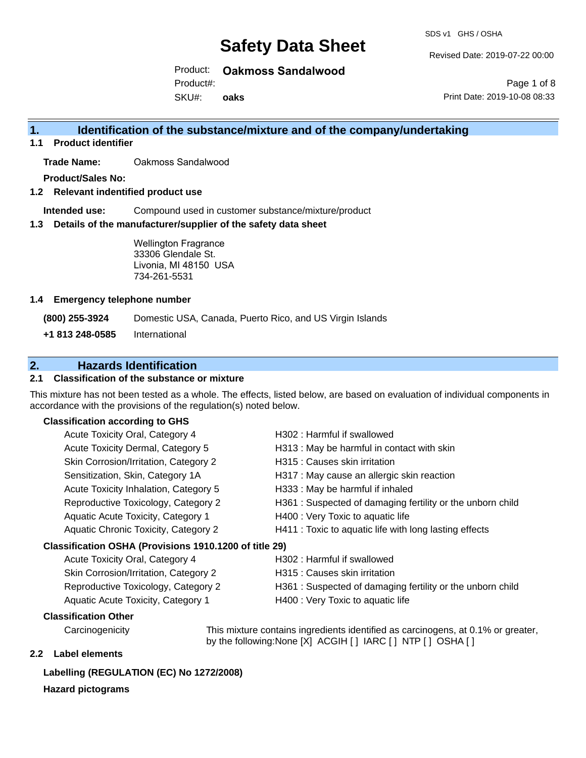# Safety Data Sheet

SDS v1 GHS / OSHA

Revised Date: 2019-07-22 00:00

Product: **Oakmoss Sandalwood**

Product#:

SKU#: **oaks**

Print Date: 2019-10-08 08:33

## 1. Identification of the substance/mixture and of the company/undertaking

### 1.1 Product identifier

**Trade Name:** Oakmoss Sandalwood

**Product/Sales No:**

### 1.2 Relevant indentified product use

**Intended use:** Compound used in customer substance/mixture/product

### 1.3 Details of the manufacturer/supplier of the safety data sheet

Wellington Fragrance
33306 Glendale St.
Livonia, MI 48150 USA
734-261-5531

### 1.4 Emergency telephone number

| | |
|---|---|
| **(800) 255-3924** | Domestic USA, Canada, Puerto Rico, and US Virgin Islands |
| **+1 813 248-0585** | International |

## 2. Hazards Identification

### 2.1 Classification of the substance or mixture

This mixture has not been tested as a whole. The effects, listed below, are based on evaluation of individual components in accordance with the provisions of the regulation(s) noted below.

**Classification according to GHS**

| | |
|---|---|
| Acute Toxicity Oral, Category 4 | H302 : Harmful if swallowed |
| Acute Toxicity Dermal, Category 5 | H313 : May be harmful in contact with skin |
| Skin Corrosion/Irritation, Category 2 | H315 : Causes skin irritation |
| Sensitization, Skin, Category 1A | H317 : May cause an allergic skin reaction |
| Acute Toxicity Inhalation, Category 5 | H333 : May be harmful if inhaled |
| Reproductive Toxicology, Category 2 | H361 : Suspected of damaging fertility or the unborn child |
| Aquatic Acute Toxicity, Category 1 | H400 : Very Toxic to aquatic life |
| Aquatic Chronic Toxicity, Category 2 | H411 : Toxic to aquatic life with long lasting effects |

**Classification OSHA (Provisions 1910.1200 of title 29)**

| | |
|---|---|
| Acute Toxicity Oral, Category 4 | H302 : Harmful if swallowed |
| Skin Corrosion/Irritation, Category 2 | H315 : Causes skin irritation |
| Reproductive Toxicology, Category 2 | H361 : Suspected of damaging fertility or the unborn child |
| Aquatic Acute Toxicity, Category 1 | H400 : Very Toxic to aquatic life |

**Classification Other**

Carcinogenicity: This mixture contains ingredients identified as carcinogens, at 0.1% or greater, by the following:None [X] ACGIH [ ] IARC [ ] NTP [ ] OSHA [ ]

### 2.2 Label elements

**Labelling (REGULATION (EC) No 1272/2008)**

**Hazard pictograms**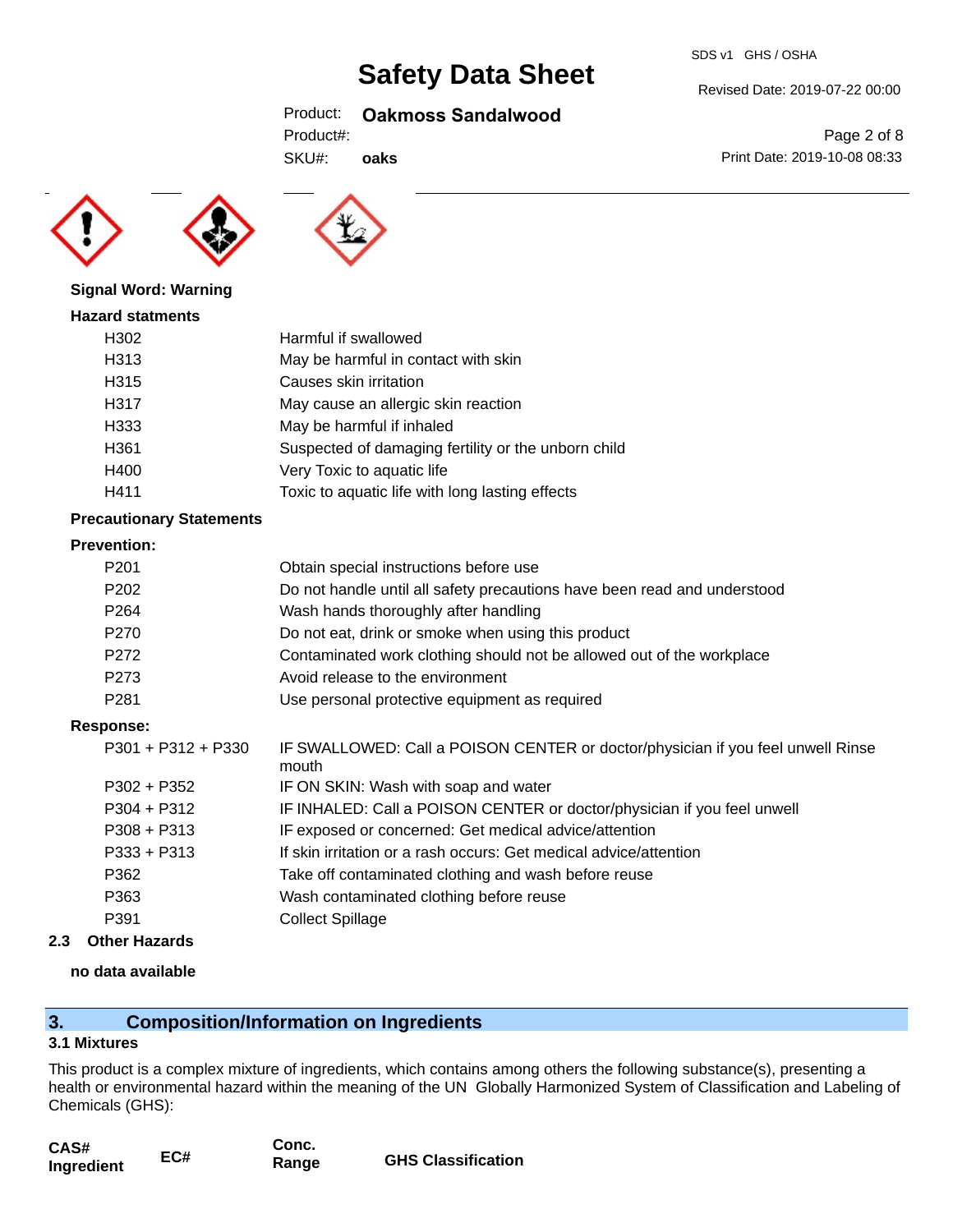**Signal Word: Warning**

**Hazard statments**

| | |
|---|---|
| H302 | Harmful if swallowed |
| H313 | May be harmful in contact with skin |
| H315 | Causes skin irritation |
| H317 | May cause an allergic skin reaction |
| H333 | May be harmful if inhaled |
| H361 | Suspected of damaging fertility or the unborn child |
| H400 | Very Toxic to aquatic life |
| H411 | Toxic to aquatic life with long lasting effects |

**Precautionary Statements**

**Prevention:**

| | |
|---|---|
| P201 | Obtain special instructions before use |
| P202 | Do not handle until all safety precautions have been read and understood |
| P264 | Wash hands thoroughly after handling |
| P270 | Do not eat, drink or smoke when using this product |
| P272 | Contaminated work clothing should not be allowed out of the workplace |
| P273 | Avoid release to the environment |
| P281 | Use personal protective equipment as required |

**Response:**

| | |
|---|---|
| P301 + P312 + P330 | IF SWALLOWED: Call a POISON CENTER or doctor/physician if you feel unwell Rinse mouth |
| P302 + P352 | IF ON SKIN: Wash with soap and water |
| P304 + P312 | IF INHALED: Call a POISON CENTER or doctor/physician if you feel unwell |
| P308 + P313 | IF exposed or concerned: Get medical advice/attention |
| P333 + P313 | If skin irritation or a rash occurs: Get medical advice/attention |
| P362 | Take off contaminated clothing and wash before reuse |
| P363 | Wash contaminated clothing before reuse |
| P391 | Collect Spillage |

### 2.3 Other Hazards

**no data available**

## 3. Composition/Information on Ingredients

### 3.1 Mixtures

This product is a complex mixture of ingredients, which contains among others the following substance(s), presenting a health or environmental hazard within the meaning of the UN Globally Harmonized System of Classification and Labeling of Chemicals (GHS):

| CAS# Ingredient | EC# | Conc. Range | GHS Classification |
|---|---|---|---|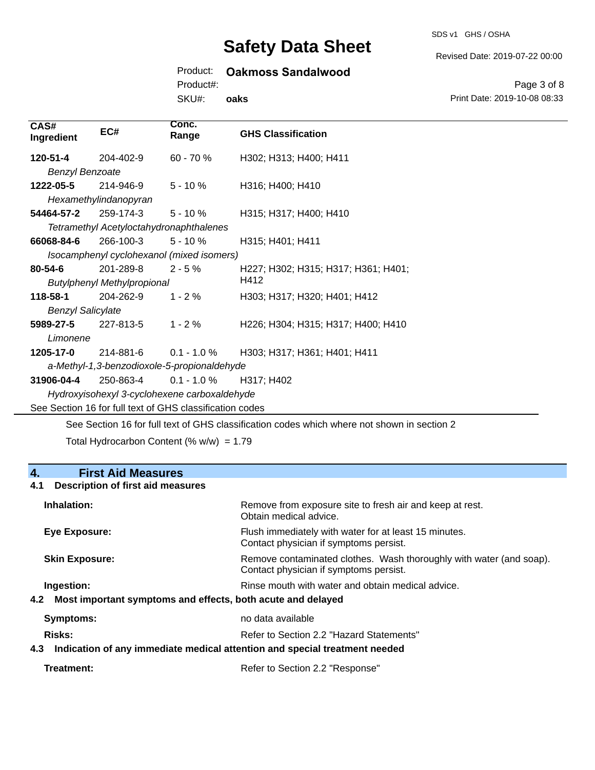| CAS# Ingredient | EC# | Conc. Range | GHS Classification |
|---|---|---|---|
| **120-51-4** *Benzyl Benzoate* | 204-402-9 | 60 - 70 % | H302; H313; H400; H411 |
| **1222-05-5** *Hexamethylindanopyran* | 214-946-9 | 5 - 10 % | H316; H400; H410 |
| **54464-57-2** *Tetramethyl Acetyloctahydronaphthalenes* | 259-174-3 | 5 - 10 % | H315; H317; H400; H410 |
| **66068-84-6** *Isocamphenyl cyclohexanol (mixed isomers)* | 266-100-3 | 5 - 10 % | H315; H401; H411 |
| **80-54-6** *Butylphenyl Methylpropional* | 201-289-8 | 2 - 5 % | H227; H302; H315; H317; H361; H401; H412 |
| **118-58-1** *Benzyl Salicylate* | 204-262-9 | 1 - 2 % | H303; H317; H320; H401; H412 |
| **5989-27-5** *Limonene* | 227-813-5 | 1 - 2 % | H226; H304; H315; H317; H400; H410 |
| **1205-17-0** *a-Methyl-1,3-benzodioxole-5-propionaldehyde* | 214-881-6 | 0.1 - 1.0 % | H303; H317; H361; H401; H411 |
| **31906-04-4** *Hydroxyisohexyl 3-cyclohexene carboxaldehyde* | 250-863-4 | 0.1 - 1.0 % | H317; H402 |

See Section 16 for full text of GHS classification codes

See Section 16 for full text of GHS classification codes which where not shown in section 2

Total Hydrocarbon Content (% w/w) = 1.79

## 4. First Aid Measures

### 4.1 Description of first aid measures

**Inhalation:** Remove from exposure site to fresh air and keep at rest. Obtain medical advice.

**Eye Exposure:** Flush immediately with water for at least 15 minutes. Contact physician if symptoms persist.

**Skin Exposure:** Remove contaminated clothes. Wash thoroughly with water (and soap). Contact physician if symptoms persist.

**Ingestion:** Rinse mouth with water and obtain medical advice.

### 4.2 Most important symptoms and effects, both acute and delayed

**Symptoms:** no data available

**Risks:** Refer to Section 2.2 "Hazard Statements"

### 4.3 Indication of any immediate medical attention and special treatment needed

**Treatment:** Refer to Section 2.2 "Response"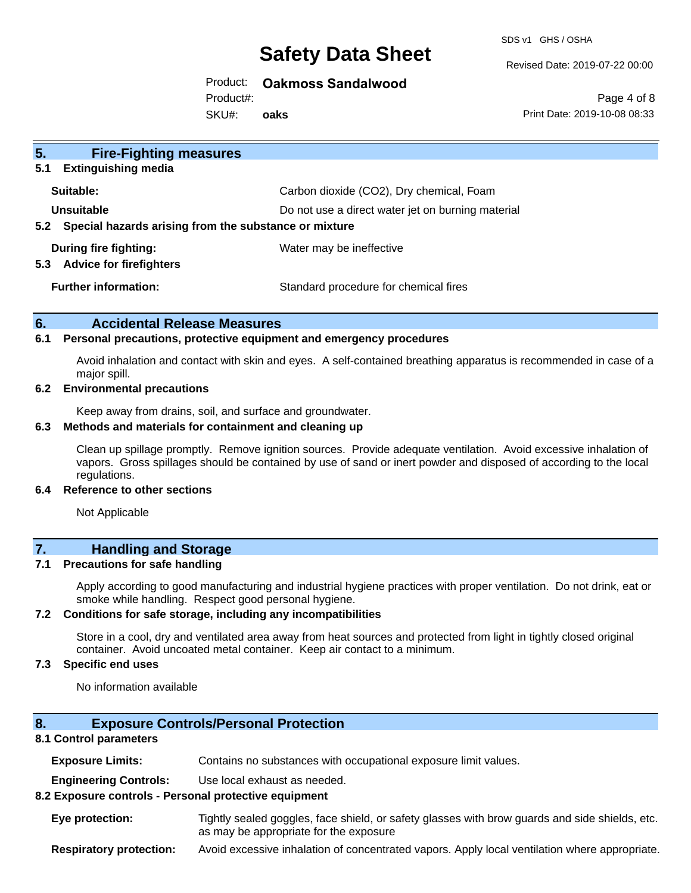## 5. Fire-Fighting measures

### 5.1 Extinguishing media

| | |
|---|---|
| **Suitable:** | Carbon dioxide ($CO_2$), Dry chemical, Foam |
| **Unsuitable** | Do not use a direct water jet on burning material |

### 5.2 Special hazards arising from the substance or mixture

| | |
|---|---|
| **During fire fighting:** | Water may be ineffective |

### 5.3 Advice for firefighters

| | |
|---|---|
| **Further information:** | Standard procedure for chemical fires |

## 6. Accidental Release Measures

### 6.1 Personal precautions, protective equipment and emergency procedures

Avoid inhalation and contact with skin and eyes. A self-contained breathing apparatus is recommended in case of a major spill.

### 6.2 Environmental precautions

Keep away from drains, soil, and surface and groundwater.

### 6.3 Methods and materials for containment and cleaning up

Clean up spillage promptly. Remove ignition sources. Provide adequate ventilation. Avoid excessive inhalation of vapors. Gross spillages should be contained by use of sand or inert powder and disposed of according to the local regulations.

### 6.4 Reference to other sections

Not Applicable

## 7. Handling and Storage

### 7.1 Precautions for safe handling

Apply according to good manufacturing and industrial hygiene practices with proper ventilation. Do not drink, eat or smoke while handling. Respect good personal hygiene.

### 7.2 Conditions for safe storage, including any incompatibilities

Store in a cool, dry and ventilated area away from heat sources and protected from light in tightly closed original container. Avoid uncoated metal container. Keep air contact to a minimum.

### 7.3 Specific end uses

No information available

## 8. Exposure Controls/Personal Protection

### 8.1 Control parameters

| | |
|---|---|
| **Exposure Limits:** | Contains no substances with occupational exposure limit values. |
| **Engineering Controls:** | Use local exhaust as needed. |

### 8.2 Exposure controls - Personal protective equipment

| | |
|---|---|
| **Eye protection:** | Tightly sealed goggles, face shield, or safety glasses with brow guards and side shields, etc. as may be appropriate for the exposure |
| **Respiratory protection:** | Avoid excessive inhalation of concentrated vapors. Apply local ventilation where appropriate. |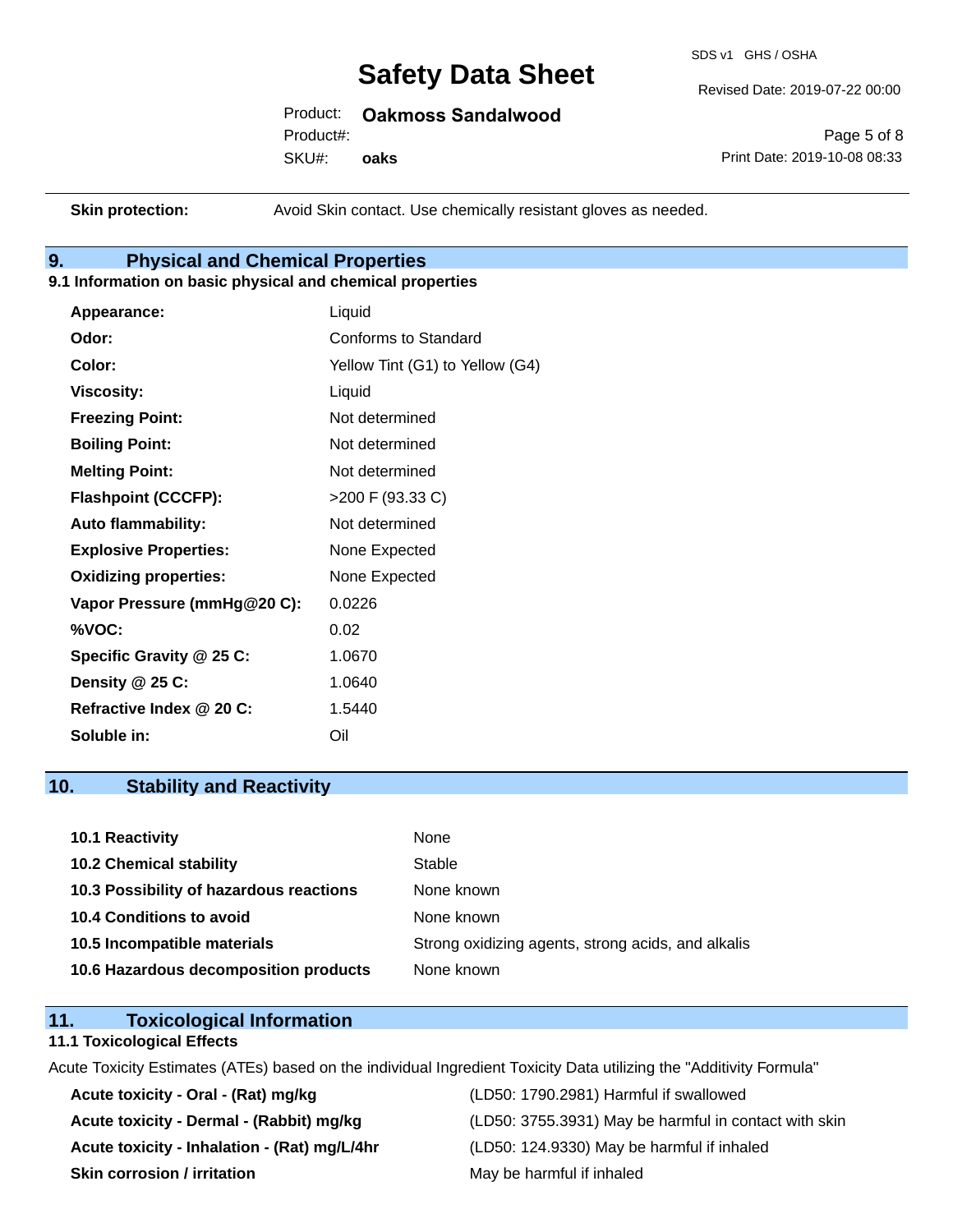**Skin protection:** Avoid Skin contact. Use chemically resistant gloves as needed.

## 9. Physical and Chemical Properties

### 9.1 Information on basic physical and chemical properties

| | |
|---|---|
| **Appearance:** | Liquid |
| **Odor:** | Conforms to Standard |
| **Color:** | Yellow Tint (G1) to Yellow (G4) |
| **Viscosity:** | Liquid |
| **Freezing Point:** | Not determined |
| **Boiling Point:** | Not determined |
| **Melting Point:** | Not determined |
| **Flashpoint (CCCFP):** | >200 F (93.33 C) |
| **Auto flammability:** | Not determined |
| **Explosive Properties:** | None Expected |
| **Oxidizing properties:** | None Expected |
| **Vapor Pressure (mmHg@20 C):** | 0.0226 |
| **%VOC:** | 0.02 |
| **Specific Gravity @ 25 C:** | 1.0670 |
| **Density @ 25 C:** | 1.0640 |
| **Refractive Index @ 20 C:** | 1.5440 |
| **Soluble in:** | Oil |

## 10. Stability and Reactivity

| | |
|---|---|
| **10.1 Reactivity** | None |
| **10.2 Chemical stability** | Stable |
| **10.3 Possibility of hazardous reactions** | None known |
| **10.4 Conditions to avoid** | None known |
| **10.5 Incompatible materials** | Strong oxidizing agents, strong acids, and alkalis |
| **10.6 Hazardous decomposition products** | None known |

## 11. Toxicological Information

### 11.1 Toxicological Effects

Acute Toxicity Estimates (ATEs) based on the individual Ingredient Toxicity Data utilizing the "Additivity Formula"

| | |
|---|---|
| **Acute toxicity - Oral - (Rat) mg/kg** | (LD50: 1790.2981) Harmful if swallowed |
| **Acute toxicity - Dermal - (Rabbit) mg/kg** | (LD50: 3755.3931) May be harmful in contact with skin |
| **Acute toxicity - Inhalation - (Rat) mg/L/4hr** | (LD50: 124.9330) May be harmful if inhaled |
| **Skin corrosion / irritation** | May be harmful if inhaled |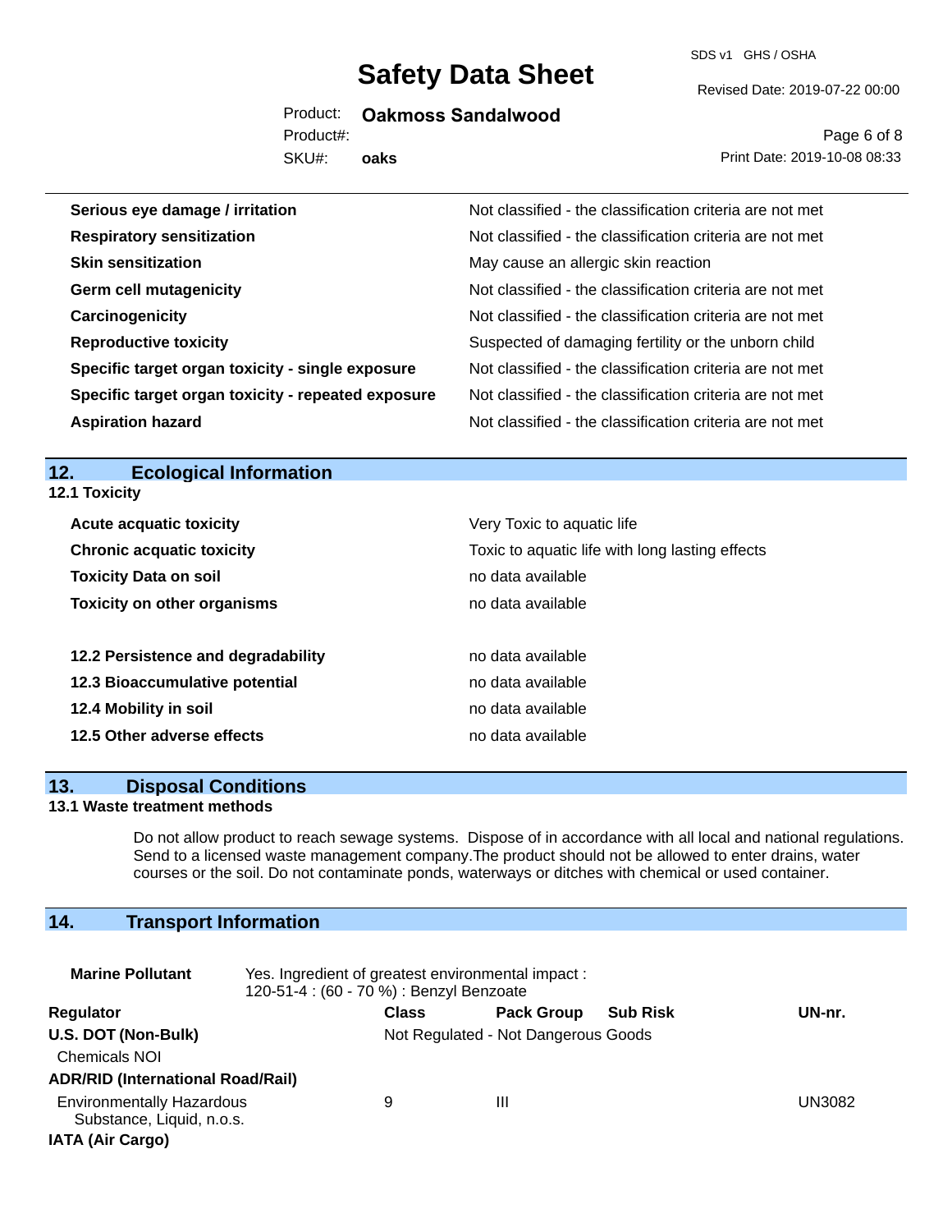| | |
|---|---|
| **Serious eye damage / irritation** | Not classified - the classification criteria are not met |
| **Respiratory sensitization** | Not classified - the classification criteria are not met |
| **Skin sensitization** | May cause an allergic skin reaction |
| **Germ cell mutagenicity** | Not classified - the classification criteria are not met |
| **Carcinogenicity** | Not classified - the classification criteria are not met |
| **Reproductive toxicity** | Suspected of damaging fertility or the unborn child |
| **Specific target organ toxicity - single exposure** | Not classified - the classification criteria are not met |
| **Specific target organ toxicity - repeated exposure** | Not classified - the classification criteria are not met |
| **Aspiration hazard** | Not classified - the classification criteria are not met |

## 12. Ecological Information

### 12.1 Toxicity

| | |
|---|---|
| **Acute acquatic toxicity** | Very Toxic to aquatic life |
| **Chronic acquatic toxicity** | Toxic to aquatic life with long lasting effects |
| **Toxicity Data on soil** | no data available |
| **Toxicity on other organisms** | no data available |

| | |
|---|---|
| **12.2 Persistence and degradability** | no data available |
| **12.3 Bioaccumulative potential** | no data available |
| **12.4 Mobility in soil** | no data available |
| **12.5 Other adverse effects** | no data available |

## 13. Disposal Conditions

### 13.1 Waste treatment methods

Do not allow product to reach sewage systems. Dispose of in accordance with all local and national regulations. Send to a licensed waste management company.The product should not be allowed to enter drains, water courses or the soil. Do not contaminate ponds, waterways or ditches with chemical or used container.

## 14. Transport Information

**Marine Pollutant** Yes. Ingredient of greatest environmental impact : 120-51-4 : (60 - 70 %) : Benzyl Benzoate

| Regulator | Class | Pack Group | Sub Risk | UN-nr. |
|---|---|---|---|---|
| **U.S. DOT (Non-Bulk)** | Not Regulated - Not Dangerous Goods | | | |
| Chemicals NOI | | | | |
| **ADR/RID (International Road/Rail)** | | | | |
| Environmentally Hazardous Substance, Liquid, n.o.s. | 9 | III | | UN3082 |
| **IATA (Air Cargo)** | | | | |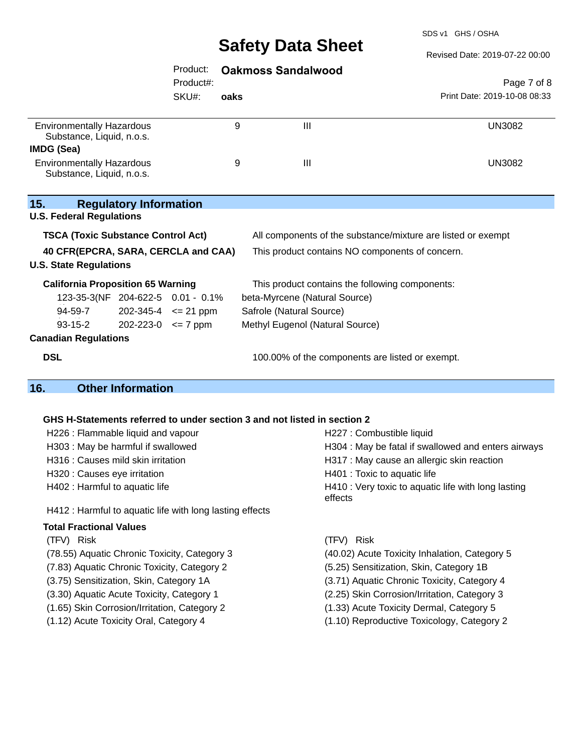| | | | |
|---|---|---|---|
| Environmentally Hazardous Substance, Liquid, n.o.s. | 9 | III | UN3082 |

**IMDG (Sea)**

| | | | |
|---|---|---|---|
| Environmentally Hazardous Substance, Liquid, n.o.s. | 9 | III | UN3082 |

## 15. Regulatory Information

**U.S. Federal Regulations**

| | |
|---|---|
| **TSCA (Toxic Substance Control Act)** | All components of the substance/mixture are listed or exempt |
| **40 CFR(EPCRA, SARA, CERCLA and CAA)** | This product contains NO components of concern. |

**U.S. State Regulations**

**California Proposition 65 Warning** — This product contains the following components:

| | | | |
|---|---|---|---|
| 123-35-3(NF | 204-622-5 | 0.01 - 0.1% | beta-Myrcene (Natural Source) |
| 94-59-7 | 202-345-4 | <= 21 ppm | Safrole (Natural Source) |
| 93-15-2 | 202-223-0 | <= 7 ppm | Methyl Eugenol (Natural Source) |

**Canadian Regulations**

| | |
|---|---|
| **DSL** | 100.00% of the components are listed or exempt. |

## 16. Other Information

**GHS H-Statements referred to under section 3 and not listed in section 2**

- H226 : Flammable liquid and vapour
- H227 : Combustible liquid
- H303 : May be harmful if swallowed
- H304 : May be fatal if swallowed and enters airways
- H316 : Causes mild skin irritation
- H317 : May cause an allergic skin reaction
- H320 : Causes eye irritation
- H401 : Toxic to aquatic life
- H402 : Harmful to aquatic life
- H410 : Very toxic to aquatic life with long lasting effects
- H412 : Harmful to aquatic life with long lasting effects

**Total Fractional Values**

| (TFV) Risk | (TFV) Risk |
|---|---|
| (78.55) Aquatic Chronic Toxicity, Category 3 | (40.02) Acute Toxicity Inhalation, Category 5 |
| (7.83) Aquatic Chronic Toxicity, Category 2 | (5.25) Sensitization, Skin, Category 1B |
| (3.75) Sensitization, Skin, Category 1A | (3.71) Aquatic Chronic Toxicity, Category 4 |
| (3.30) Aquatic Acute Toxicity, Category 1 | (2.25) Skin Corrosion/Irritation, Category 3 |
| (1.65) Skin Corrosion/Irritation, Category 2 | (1.33) Acute Toxicity Dermal, Category 5 |
| (1.12) Acute Toxicity Oral, Category 4 | (1.10) Reproductive Toxicology, Category 2 |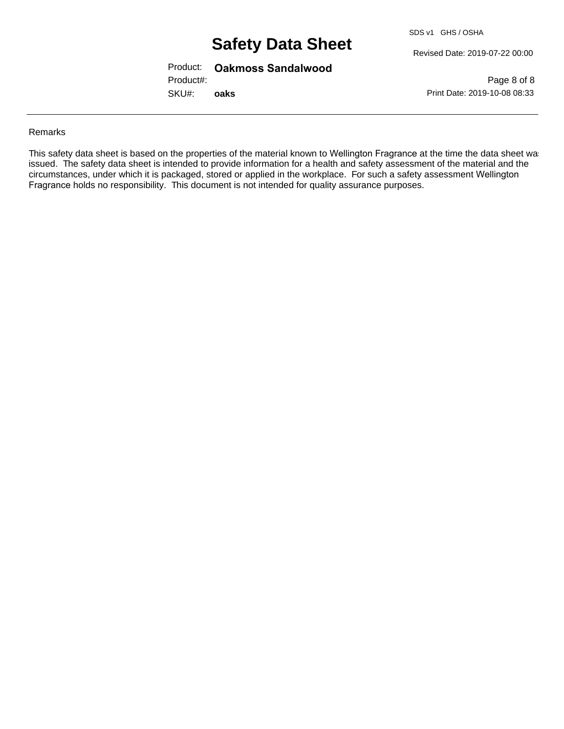## Remarks

This safety data sheet is based on the properties of the material known to Wellington Fragrance at the time the data sheet was issued. The safety data sheet is intended to provide information for a health and safety assessment of the material and the circumstances, under which it is packaged, stored or applied in the workplace. For such a safety assessment Wellington Fragrance holds no responsibility. This document is not intended for quality assurance purposes.